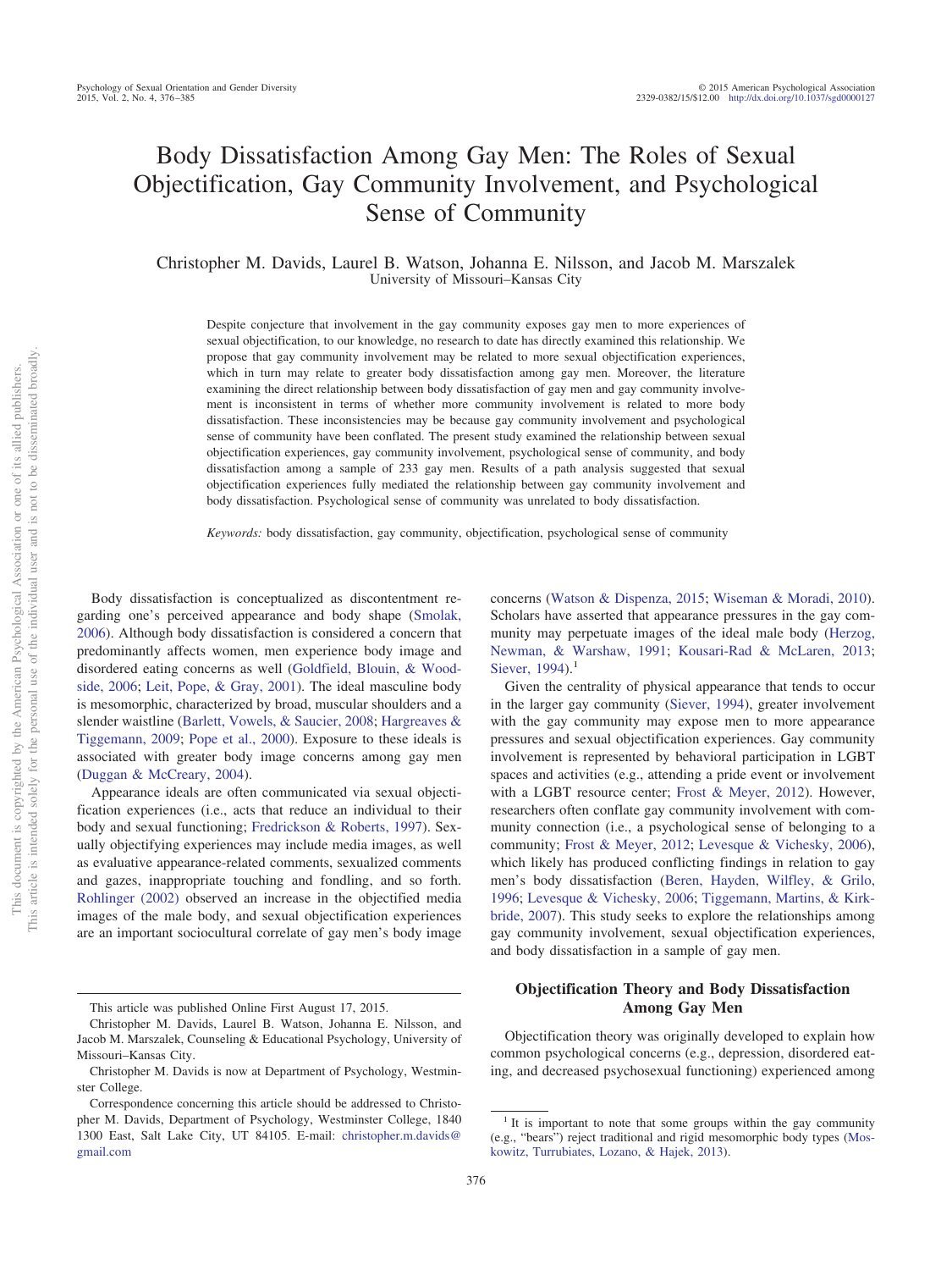# Body Dissatisfaction Among Gay Men: The Roles of Sexual Objectification, Gay Community Involvement, and Psychological Sense of Community

Christopher M. Davids, Laurel B. Watson, Johanna E. Nilsson, and Jacob M. Marszalek
University of Missouri–Kansas City

Despite conjecture that involvement in the gay community exposes gay men to more experiences of sexual objectification, to our knowledge, no research to date has directly examined this relationship. We propose that gay community involvement may be related to more sexual objectification experiences, which in turn may relate to greater body dissatisfaction among gay men. Moreover, the literature examining the direct relationship between body dissatisfaction of gay men and gay community involvement is inconsistent in terms of whether more community involvement is related to more body dissatisfaction. These inconsistencies may be because gay community involvement and psychological sense of community have been conflated. The present study examined the relationship between sexual objectification experiences, gay community involvement, psychological sense of community, and body dissatisfaction among a sample of 233 gay men. Results of a path analysis suggested that sexual objectification experiences fully mediated the relationship between gay community involvement and body dissatisfaction. Psychological sense of community was unrelated to body dissatisfaction.

*Keywords:* body dissatisfaction, gay community, objectification, psychological sense of community

Body dissatisfaction is conceptualized as discontentment regarding one's perceived appearance and body shape (Smolak, 2006). Although body dissatisfaction is considered a concern that predominantly affects women, men experience body image and disordered eating concerns as well (Goldfield, Blouin, & Woodside, 2006; Leit, Pope, & Gray, 2001). The ideal masculine body is mesomorphic, characterized by broad, muscular shoulders and a slender waistline (Barlett, Vowels, & Saucier, 2008; Hargreaves & Tiggemann, 2009; Pope et al., 2000). Exposure to these ideals is associated with greater body image concerns among gay men (Duggan & McCreary, 2004).

Appearance ideals are often communicated via sexual objectification experiences (i.e., acts that reduce an individual to their body and sexual functioning; Fredrickson & Roberts, 1997). Sexually objectifying experiences may include media images, as well as evaluative appearance-related comments, sexualized comments and gazes, inappropriate touching and fondling, and so forth. Rohlinger (2002) observed an increase in the objectified media images of the male body, and sexual objectification experiences are an important sociocultural correlate of gay men's body image concerns (Watson & Dispenza, 2015; Wiseman & Moradi, 2010). Scholars have asserted that appearance pressures in the gay community may perpetuate images of the ideal male body (Herzog, Newman, & Warshaw, 1991; Kousari-Rad & McLaren, 2013; Siever, 1994).[1]

Given the centrality of physical appearance that tends to occur in the larger gay community (Siever, 1994), greater involvement with the gay community may expose men to more appearance pressures and sexual objectification experiences. Gay community involvement is represented by behavioral participation in LGBT spaces and activities (e.g., attending a pride event or involvement with a LGBT resource center; Frost & Meyer, 2012). However, researchers often conflate gay community involvement with community connection (i.e., a psychological sense of belonging to a community; Frost & Meyer, 2012; Levesque & Vichesky, 2006), which likely has produced conflicting findings in relation to gay men's body dissatisfaction (Beren, Hayden, Wilfley, & Grilo, 1996; Levesque & Vichesky, 2006; Tiggemann, Martins, & Kirkbride, 2007). This study seeks to explore the relationships among gay community involvement, sexual objectification experiences, and body dissatisfaction in a sample of gay men.

## Objectification Theory and Body Dissatisfaction Among Gay Men

Objectification theory was originally developed to explain how common psychological concerns (e.g., depression, disordered eating, and decreased psychosexual functioning) experienced among

---

This article was published Online First August 17, 2015.

Christopher M. Davids, Laurel B. Watson, Johanna E. Nilsson, and Jacob M. Marszalek, Counseling & Educational Psychology, University of Missouri–Kansas City.

Christopher M. Davids is now at Department of Psychology, Westminster College.

Correspondence concerning this article should be addressed to Christopher M. Davids, Department of Psychology, Westminster College, 1840 1300 East, Salt Lake City, UT 84105. E-mail: christopher.m.davids@gmail.com

[1] It is important to note that some groups within the gay community (e.g., "bears") reject traditional and rigid mesomorphic body types (Moskowitz, Turrubiates, Lozano, & Hajek, 2013).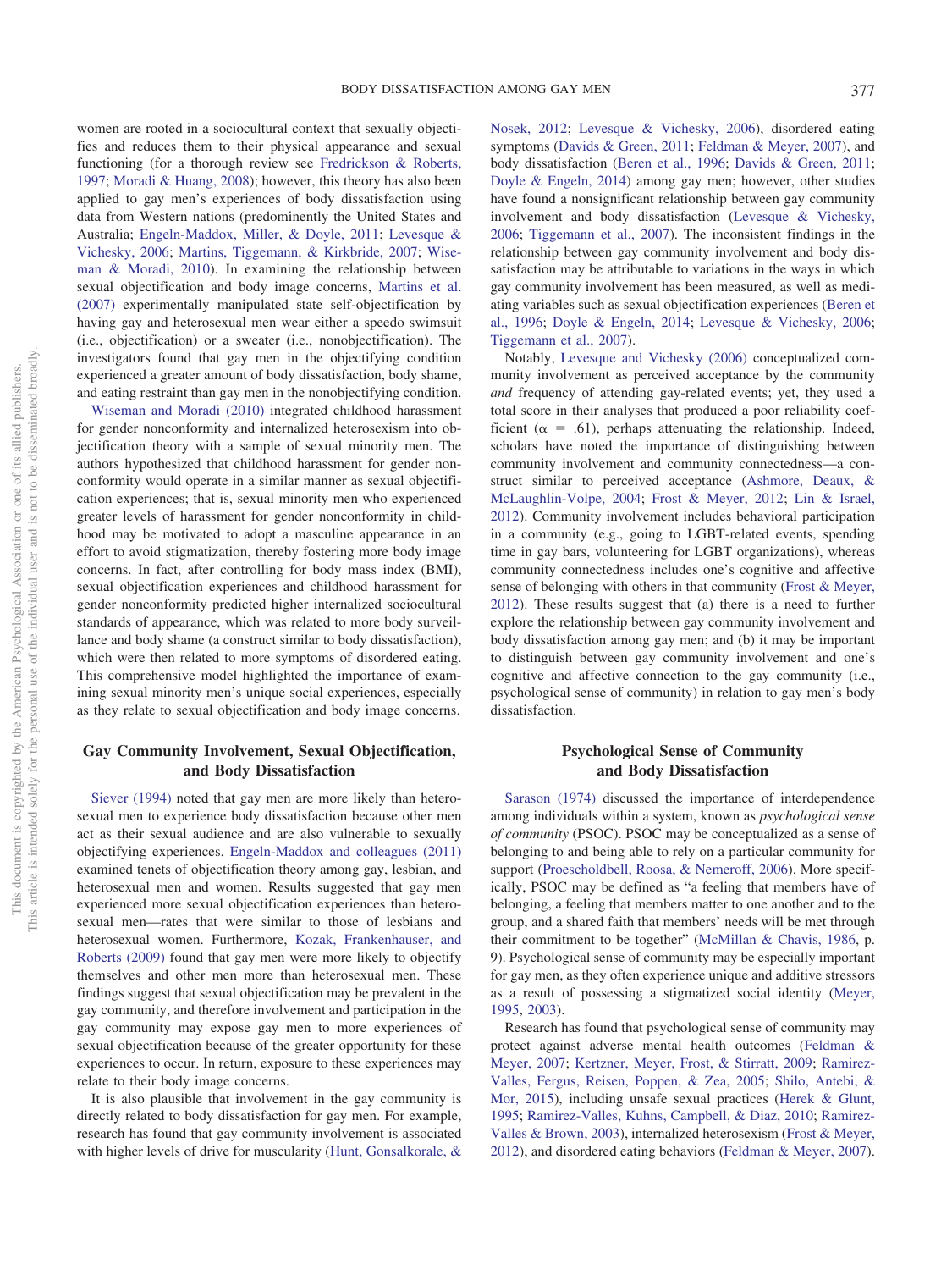women are rooted in a sociocultural context that sexually objectifies and reduces them to their physical appearance and sexual functioning (for a thorough review see Fredrickson & Roberts, 1997; Moradi & Huang, 2008); however, this theory has also been applied to gay men's experiences of body dissatisfaction using data from Western nations (predominently the United States and Australia; Engeln-Maddox, Miller, & Doyle, 2011; Levesque & Vichesky, 2006; Martins, Tiggemann, & Kirkbride, 2007; Wiseman & Moradi, 2010). In examining the relationship between sexual objectification and body image concerns, Martins et al. (2007) experimentally manipulated state self-objectification by having gay and heterosexual men wear either a speedo swimsuit (i.e., objectification) or a sweater (i.e., nonobjectification). The investigators found that gay men in the objectifying condition experienced a greater amount of body dissatisfaction, body shame, and eating restraint than gay men in the nonobjectifying condition.

Wiseman and Moradi (2010) integrated childhood harassment for gender nonconformity and internalized heterosexism into objectification theory with a sample of sexual minority men. The authors hypothesized that childhood harassment for gender nonconformity would operate in a similar manner as sexual objectification experiences; that is, sexual minority men who experienced greater levels of harassment for gender nonconformity in childhood may be motivated to adopt a masculine appearance in an effort to avoid stigmatization, thereby fostering more body image concerns. In fact, after controlling for body mass index (BMI), sexual objectification experiences and childhood harassment for gender nonconformity predicted higher internalized sociocultural standards of appearance, which was related to more body surveillance and body shame (a construct similar to body dissatisfaction), which were then related to more symptoms of disordered eating. This comprehensive model highlighted the importance of examining sexual minority men's unique social experiences, especially as they relate to sexual objectification and body image concerns.

## Gay Community Involvement, Sexual Objectification, and Body Dissatisfaction

Siever (1994) noted that gay men are more likely than heterosexual men to experience body dissatisfaction because other men act as their sexual audience and are also vulnerable to sexually objectifying experiences. Engeln-Maddox and colleagues (2011) examined tenets of objectification theory among gay, lesbian, and heterosexual men and women. Results suggested that gay men experienced more sexual objectification experiences than heterosexual men—rates that were similar to those of lesbians and heterosexual women. Furthermore, Kozak, Frankenhauser, and Roberts (2009) found that gay men were more likely to objectify themselves and other men more than heterosexual men. These findings suggest that sexual objectification may be prevalent in the gay community, and therefore involvement and participation in the gay community may expose gay men to more experiences of sexual objectification because of the greater opportunity for these experiences to occur. In return, exposure to these experiences may relate to their body image concerns.

It is also plausible that involvement in the gay community is directly related to body dissatisfaction for gay men. For example, research has found that gay community involvement is associated with higher levels of drive for muscularity (Hunt, Gonsalkorale, & Nosek, 2012; Levesque & Vichesky, 2006), disordered eating symptoms (Davids & Green, 2011; Feldman & Meyer, 2007), and body dissatisfaction (Beren et al., 1996; Davids & Green, 2011; Doyle & Engeln, 2014) among gay men; however, other studies have found a nonsignificant relationship between gay community involvement and body dissatisfaction (Levesque & Vichesky, 2006; Tiggemann et al., 2007). The inconsistent findings in the relationship between gay community involvement and body dissatisfaction may be attributable to variations in the ways in which gay community involvement has been measured, as well as mediating variables such as sexual objectification experiences (Beren et al., 1996; Doyle & Engeln, 2014; Levesque & Vichesky, 2006; Tiggemann et al., 2007).

Notably, Levesque and Vichesky (2006) conceptualized community involvement as perceived acceptance by the community *and* frequency of attending gay-related events; yet, they used a total score in their analyses that produced a poor reliability coefficient ($\alpha$ = .61), perhaps attenuating the relationship. Indeed, scholars have noted the importance of distinguishing between community involvement and community connectedness—a construct similar to perceived acceptance (Ashmore, Deaux, & McLaughlin-Volpe, 2004; Frost & Meyer, 2012; Lin & Israel, 2012). Community involvement includes behavioral participation in a community (e.g., going to LGBT-related events, spending time in gay bars, volunteering for LGBT organizations), whereas community connectedness includes one's cognitive and affective sense of belonging with others in that community (Frost & Meyer, 2012). These results suggest that (a) there is a need to further explore the relationship between gay community involvement and body dissatisfaction among gay men; and (b) it may be important to distinguish between gay community involvement and one's cognitive and affective connection to the gay community (i.e., psychological sense of community) in relation to gay men's body dissatisfaction.

## Psychological Sense of Community and Body Dissatisfaction

Sarason (1974) discussed the importance of interdependence among individuals within a system, known as *psychological sense of community* (PSOC). PSOC may be conceptualized as a sense of belonging to and being able to rely on a particular community for support (Proescholdbell, Roosa, & Nemeroff, 2006). More specifically, PSOC may be defined as "a feeling that members have of belonging, a feeling that members matter to one another and to the group, and a shared faith that members' needs will be met through their commitment to be together" (McMillan & Chavis, 1986, p. 9). Psychological sense of community may be especially important for gay men, as they often experience unique and additive stressors as a result of possessing a stigmatized social identity (Meyer, 1995, 2003).

Research has found that psychological sense of community may protect against adverse mental health outcomes (Feldman & Meyer, 2007; Kertzner, Meyer, Frost, & Stirratt, 2009; Ramirez-Valles, Fergus, Reisen, Poppen, & Zea, 2005; Shilo, Antebi, & Mor, 2015), including unsafe sexual practices (Herek & Glunt, 1995; Ramirez-Valles, Kuhns, Campbell, & Diaz, 2010; Ramirez-Valles & Brown, 2003), internalized heterosexism (Frost & Meyer, 2012), and disordered eating behaviors (Feldman & Meyer, 2007).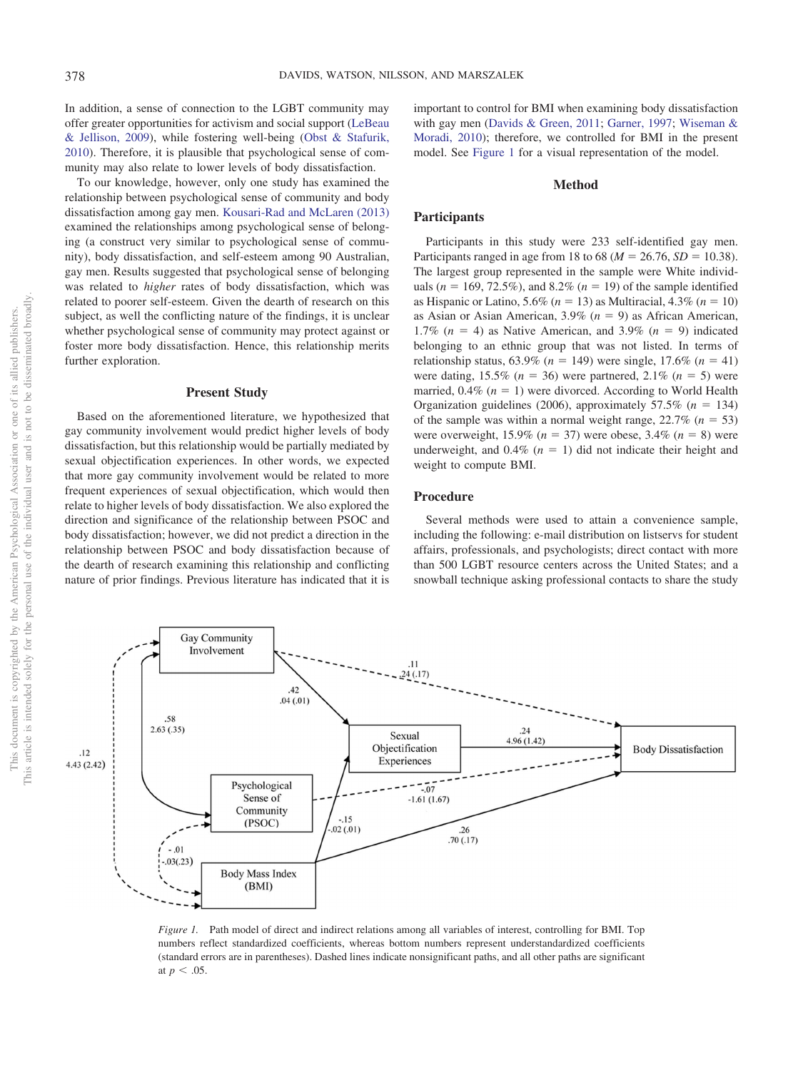In addition, a sense of connection to the LGBT community may offer greater opportunities for activism and social support (LeBeau & Jellison, 2009), while fostering well-being (Obst & Stafurik, 2010). Therefore, it is plausible that psychological sense of community may also relate to lower levels of body dissatisfaction.

To our knowledge, however, only one study has examined the relationship between psychological sense of community and body dissatisfaction among gay men. Kousari-Rad and McLaren (2013) examined the relationships among psychological sense of belonging (a construct very similar to psychological sense of community), body dissatisfaction, and self-esteem among 90 Australian, gay men. Results suggested that psychological sense of belonging was related to *higher* rates of body dissatisfaction, which was related to poorer self-esteem. Given the dearth of research on this subject, as well the conflicting nature of the findings, it is unclear whether psychological sense of community may protect against or foster more body dissatisfaction. Hence, this relationship merits further exploration.

## Present Study

Based on the aforementioned literature, we hypothesized that gay community involvement would predict higher levels of body dissatisfaction, but this relationship would be partially mediated by sexual objectification experiences. In other words, we expected that more gay community involvement would be related to more frequent experiences of sexual objectification, which would then relate to higher levels of body dissatisfaction. We also explored the direction and significance of the relationship between PSOC and body dissatisfaction; however, we did not predict a direction in the relationship between PSOC and body dissatisfaction because of the dearth of research examining this relationship and conflicting nature of prior findings. Previous literature has indicated that it is important to control for BMI when examining body dissatisfaction with gay men (Davids & Green, 2011; Garner, 1997; Wiseman & Moradi, 2010); therefore, we controlled for BMI in the present model. See Figure 1 for a visual representation of the model.

## Method

### Participants

Participants in this study were 233 self-identified gay men. Participants ranged in age from 18 to 68 ($M = 26.76$, $SD = 10.38$). The largest group represented in the sample were White individuals ($n = 169$, 72.5%), and 8.2% ($n = 19$) of the sample identified as Hispanic or Latino, 5.6% ($n = 13$) as Multiracial, 4.3% ($n = 10$) as Asian or Asian American, 3.9% ($n = 9$) as African American, 1.7% ($n = 4$) as Native American, and 3.9% ($n = 9$) indicated belonging to an ethnic group that was not listed. In terms of relationship status, 63.9% ($n = 149$) were single, 17.6% ($n = 41$) were dating, 15.5% ($n = 36$) were partnered, 2.1% ($n = 5$) were married, 0.4% ($n = 1$) were divorced. According to World Health Organization guidelines (2006), approximately 57.5% ($n = 134$) of the sample was within a normal weight range, 22.7% ($n = 53$) were overweight, 15.9% ($n = 37$) were obese, 3.4% ($n = 8$) were underweight, and 0.4% ($n = 1$) did not indicate their height and weight to compute BMI.

### Procedure

Several methods were used to attain a convenience sample, including the following: e-mail distribution on listservs for student affairs, professionals, and psychologists; direct contact with more than 500 LGBT resource centers across the United States; and a snowball technique asking professional contacts to share the study

*Figure 1.* Path model of direct and indirect relations among all variables of interest, controlling for BMI. Top numbers reflect standardized coefficients, whereas bottom numbers represent understandardized coefficients (standard errors are in parentheses). Dashed lines indicate nonsignificant paths, and all other paths are significant at $p < .05$.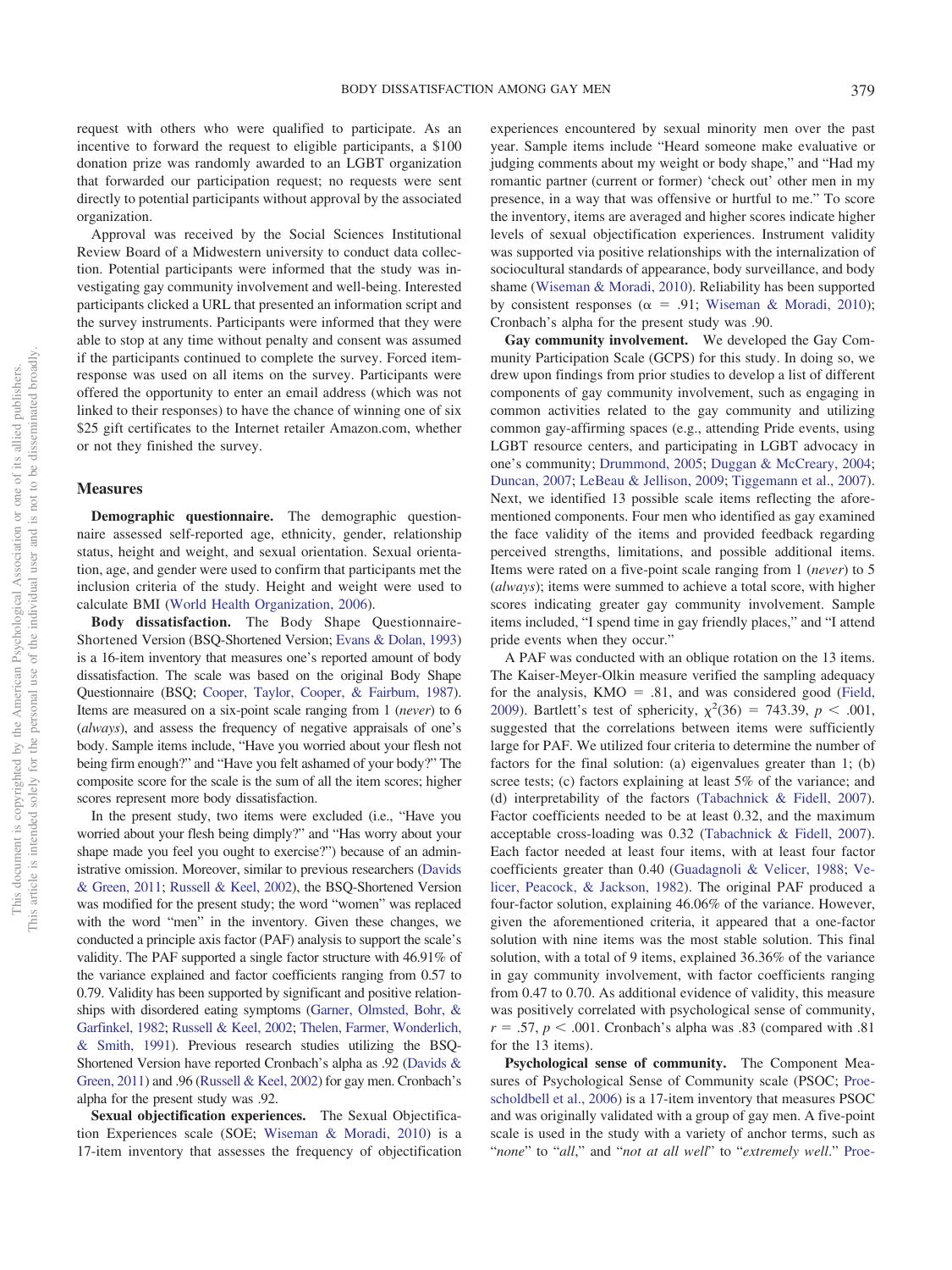request with others who were qualified to participate. As an incentive to forward the request to eligible participants, a $100 donation prize was randomly awarded to an LGBT organization that forwarded our participation request; no requests were sent directly to potential participants without approval by the associated organization.

Approval was received by the Social Sciences Institutional Review Board of a Midwestern university to conduct data collection. Potential participants were informed that the study was investigating gay community involvement and well-being. Interested participants clicked a URL that presented an information script and the survey instruments. Participants were informed that they were able to stop at any time without penalty and consent was assumed if the participants continued to complete the survey. Forced item-response was used on all items on the survey. Participants were offered the opportunity to enter an email address (which was not linked to their responses) to have the chance of winning one of six $25 gift certificates to the Internet retailer Amazon.com, whether or not they finished the survey.

## Measures

**Demographic questionnaire.** The demographic questionnaire assessed self-reported age, ethnicity, gender, relationship status, height and weight, and sexual orientation. Sexual orientation, age, and gender were used to confirm that participants met the inclusion criteria of the study. Height and weight were used to calculate BMI (World Health Organization, 2006).

**Body dissatisfaction.** The Body Shape Questionnaire-Shortened Version (BSQ-Shortened Version; Evans & Dolan, 1993) is a 16-item inventory that measures one's reported amount of body dissatisfaction. The scale was based on the original Body Shape Questionnaire (BSQ; Cooper, Taylor, Cooper, & Fairbum, 1987). Items are measured on a six-point scale ranging from 1 (*never*) to 6 (*always*), and assess the frequency of negative appraisals of one's body. Sample items include, "Have you worried about your flesh not being firm enough?" and "Have you felt ashamed of your body?" The composite score for the scale is the sum of all the item scores; higher scores represent more body dissatisfaction.

In the present study, two items were excluded (i.e., "Have you worried about your flesh being dimply?" and "Has worry about your shape made you feel you ought to exercise?") because of an administrative omission. Moreover, similar to previous researchers (Davids & Green, 2011; Russell & Keel, 2002), the BSQ-Shortened Version was modified for the present study; the word "women" was replaced with the word "men" in the inventory. Given these changes, we conducted a principle axis factor (PAF) analysis to support the scale's validity. The PAF supported a single factor structure with 46.91% of the variance explained and factor coefficients ranging from 0.57 to 0.79. Validity has been supported by significant and positive relationships with disordered eating symptoms (Garner, Olmsted, Bohr, & Garfinkel, 1982; Russell & Keel, 2002; Thelen, Farmer, Wonderlich, & Smith, 1991). Previous research studies utilizing the BSQ-Shortened Version have reported Cronbach's alpha as .92 (Davids & Green, 2011) and .96 (Russell & Keel, 2002) for gay men. Cronbach's alpha for the present study was .92.

**Sexual objectification experiences.** The Sexual Objectification Experiences scale (SOE; Wiseman & Moradi, 2010) is a 17-item inventory that assesses the frequency of objectification experiences encountered by sexual minority men over the past year. Sample items include "Heard someone make evaluative or judging comments about my weight or body shape," and "Had my romantic partner (current or former) 'check out' other men in my presence, in a way that was offensive or hurtful to me." To score the inventory, items are averaged and higher scores indicate higher levels of sexual objectification experiences. Instrument validity was supported via positive relationships with the internalization of sociocultural standards of appearance, body surveillance, and body shame (Wiseman & Moradi, 2010). Reliability has been supported by consistent responses ($\alpha = .91$; Wiseman & Moradi, 2010); Cronbach's alpha for the present study was .90.

**Gay community involvement.** We developed the Gay Community Participation Scale (GCPS) for this study. In doing so, we drew upon findings from prior studies to develop a list of different components of gay community involvement, such as engaging in common activities related to the gay community and utilizing common gay-affirming spaces (e.g., attending Pride events, using LGBT resource centers, and participating in LGBT advocacy in one's community; Drummond, 2005; Duggan & McCreary, 2004; Duncan, 2007; LeBeau & Jellison, 2009; Tiggemann et al., 2007). Next, we identified 13 possible scale items reflecting the aforementioned components. Four men who identified as gay examined the face validity of the items and provided feedback regarding perceived strengths, limitations, and possible additional items. Items were rated on a five-point scale ranging from 1 (*never*) to 5 (*always*); items were summed to achieve a total score, with higher scores indicating greater gay community involvement. Sample items included, "I spend time in gay friendly places," and "I attend pride events when they occur."

A PAF was conducted with an oblique rotation on the 13 items. The Kaiser-Meyer-Olkin measure verified the sampling adequacy for the analysis, KMO = .81, and was considered good (Field, 2009). Bartlett's test of sphericity, $\chi^2(36) = 743.39$, $p < .001$, suggested that the correlations between items were sufficiently large for PAF. We utilized four criteria to determine the number of factors for the final solution: (a) eigenvalues greater than 1; (b) scree tests; (c) factors explaining at least 5% of the variance; and (d) interpretability of the factors (Tabachnick & Fidell, 2007). Factor coefficients needed to be at least 0.32, and the maximum acceptable cross-loading was 0.32 (Tabachnick & Fidell, 2007). Each factor needed at least four items, with at least four factor coefficients greater than 0.40 (Guadagnoli & Velicer, 1988; Velicer, Peacock, & Jackson, 1982). The original PAF produced a four-factor solution, explaining 46.06% of the variance. However, given the aforementioned criteria, it appeared that a one-factor solution with nine items was the most stable solution. This final solution, with a total of 9 items, explained 36.36% of the variance in gay community involvement, with factor coefficients ranging from 0.47 to 0.70. As additional evidence of validity, this measure was positively correlated with psychological sense of community, $r = .57$, $p < .001$. Cronbach's alpha was .83 (compared with .81 for the 13 items).

**Psychological sense of community.** The Component Measures of Psychological Sense of Community scale (PSOC; Proescholdbell et al., 2006) is a 17-item inventory that measures PSOC and was originally validated with a group of gay men. A five-point scale is used in the study with a variety of anchor terms, such as "*none*" to "*all*," and "*not at all well*" to "*extremely well*." Proe-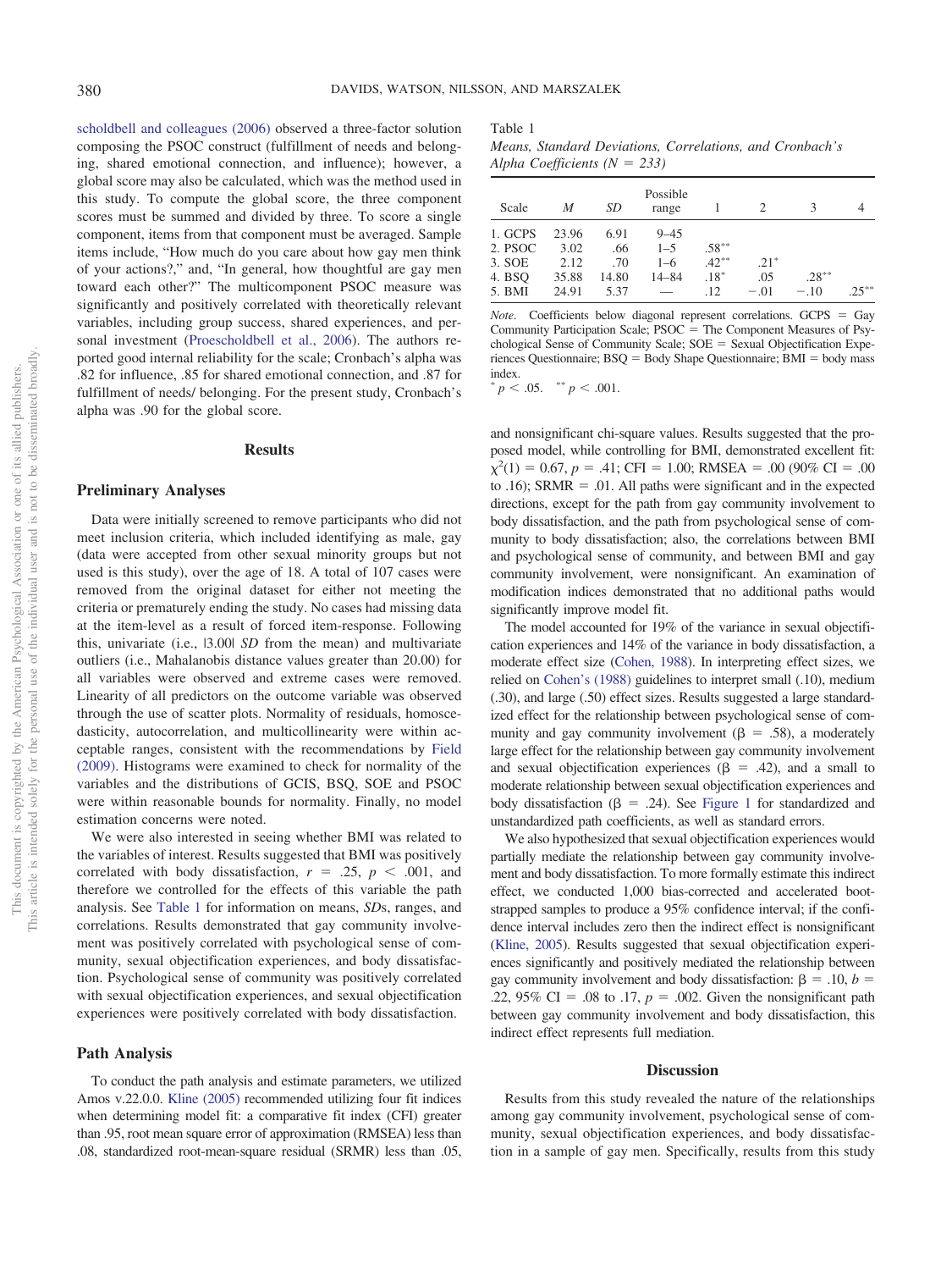scholdbell and colleagues (2006) observed a three-factor solution composing the PSOC construct (fulfillment of needs and belonging, shared emotional connection, and influence); however, a global score may also be calculated, which was the method used in this study. To compute the global score, the three component scores must be summed and divided by three. To score a single component, items from that component must be averaged. Sample items include, "How much do you care about how gay men think of your actions?," and, "In general, how thoughtful are gay men toward each other?" The multicomponent PSOC measure was significantly and positively correlated with theoretically relevant variables, including group success, shared experiences, and personal investment (Proescholdbell et al., 2006). The authors reported good internal reliability for the scale; Cronbach's alpha was .82 for influence, .85 for shared emotional connection, and .87 for fulfillment of needs/ belonging. For the present study, Cronbach's alpha was .90 for the global score.

## Results

### Preliminary Analyses

Data were initially screened to remove participants who did not meet inclusion criteria, which included identifying as male, gay (data were accepted from other sexual minority groups but not used is this study), over the age of 18. A total of 107 cases were removed from the original dataset for either not meeting the criteria or prematurely ending the study. No cases had missing data at the item-level as a result of forced item-response. Following this, univariate (i.e., |3.00| *SD* from the mean) and multivariate outliers (i.e., Mahalanobis distance values greater than 20.00) for all variables were observed and extreme cases were removed. Linearity of all predictors on the outcome variable was observed through the use of scatter plots. Normality of residuals, homoscedasticity, autocorrelation, and multicollinearity were within acceptable ranges, consistent with the recommendations by Field (2009). Histograms were examined to check for normality of the variables and the distributions of GCIS, BSQ, SOE and PSOC were within reasonable bounds for normality. Finally, no model estimation concerns were noted.

We were also interested in seeing whether BMI was related to the variables of interest. Results suggested that BMI was positively correlated with body dissatisfaction, $r = .25$, $p < .001$, and therefore we controlled for the effects of this variable the path analysis. See Table 1 for information on means, *SD*s, ranges, and correlations. Results demonstrated that gay community involvement was positively correlated with psychological sense of community, sexual objectification experiences, and body dissatisfaction. Psychological sense of community was positively correlated with sexual objectification experiences, and sexual objectification experiences were positively correlated with body dissatisfaction.

Table 1
*Means, Standard Deviations, Correlations, and Cronbach's Alpha Coefficients (N = 233)*

| Scale | *M* | *SD* | Possible range | 1 | 2 | 3 | 4 |
|---|---|---|---|---|---|---|---|
| 1. GCPS | 23.96 | 6.91 | 9–45 | | | | |
| 2. PSOC | 3.02 | .66 | 1–5 | .58** | | | |
| 3. SOE | 2.12 | .70 | 1–6 | .42** | .21* | | |
| 4. BSQ | 35.88 | 14.80 | 14–84 | .18* | .05 | .28** | |
| 5. BMI | 24.91 | 5.37 | — | .12 | −.01 | −.10 | .25** |

*Note*. Coefficients below diagonal represent correlations. GCPS = Gay Community Participation Scale; PSOC = The Component Measures of Psychological Sense of Community Scale; SOE = Sexual Objectification Experiences Questionnaire; BSQ = Body Shape Questionnaire; BMI = body mass index.
* $p < .05$. ** $p < .001$.

### Path Analysis

To conduct the path analysis and estimate parameters, we utilized Amos v.22.0.0. Kline (2005) recommended utilizing four fit indices when determining model fit: a comparative fit index (CFI) greater than .95, root mean square error of approximation (RMSEA) less than .08, standardized root-mean-square residual (SRMR) less than .05, and nonsignificant chi-square values. Results suggested that the proposed model, while controlling for BMI, demonstrated excellent fit: $\chi^2(1) = 0.67$, $p = .41$; CFI = 1.00; RMSEA = .00 (90% CI = .00 to .16); SRMR = .01. All paths were significant and in the expected directions, except for the path from gay community involvement to body dissatisfaction, and the path from psychological sense of community to body dissatisfaction; also, the correlations between BMI and psychological sense of community, and between BMI and gay community involvement, were nonsignificant. An examination of modification indices demonstrated that no additional paths would significantly improve model fit.

The model accounted for 19% of the variance in sexual objectification experiences and 14% of the variance in body dissatisfaction, a moderate effect size (Cohen, 1988). In interpreting effect sizes, we relied on Cohen's (1988) guidelines to interpret small (.10), medium (.30), and large (.50) effect sizes. Results suggested a large standardized effect for the relationship between psychological sense of community and gay community involvement ($\beta = .58$), a moderately large effect for the relationship between gay community involvement and sexual objectification experiences ($\beta = .42$), and a small to moderate relationship between sexual objectification experiences and body dissatisfaction ($\beta = .24$). See Figure 1 for standardized and unstandardized path coefficients, as well as standard errors.

We also hypothesized that sexual objectification experiences would partially mediate the relationship between gay community involvement and body dissatisfaction. To more formally estimate this indirect effect, we conducted 1,000 bias-corrected and accelerated bootstrapped samples to produce a 95% confidence interval; if the confidence interval includes zero then the indirect effect is nonsignificant (Kline, 2005). Results suggested that sexual objectification experiences significantly and positively mediated the relationship between gay community involvement and body dissatisfaction: $\beta = .10$, $b = .22$, 95% CI = .08 to .17, $p = .002$. Given the nonsignificant path between gay community involvement and body dissatisfaction, this indirect effect represents full mediation.

## Discussion

Results from this study revealed the nature of the relationships among gay community involvement, psychological sense of community, sexual objectification experiences, and body dissatisfaction in a sample of gay men. Specifically, results from this study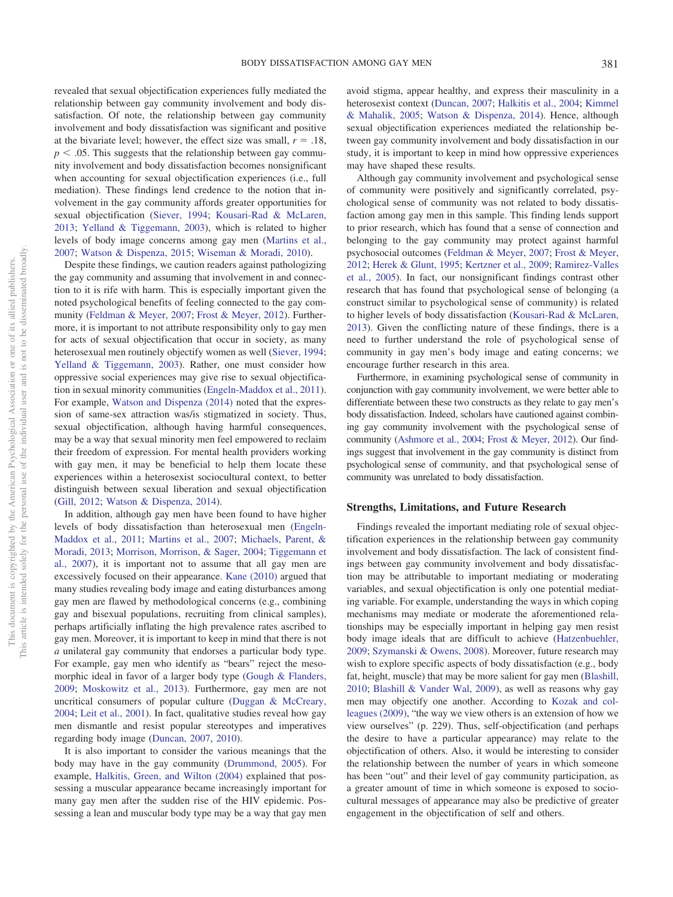revealed that sexual objectification experiences fully mediated the relationship between gay community involvement and body dissatisfaction. Of note, the relationship between gay community involvement and body dissatisfaction was significant and positive at the bivariate level; however, the effect size was small, $r = .18$, $p < .05$. This suggests that the relationship between gay community involvement and body dissatisfaction becomes nonsignificant when accounting for sexual objectification experiences (i.e., full mediation). These findings lend credence to the notion that involvement in the gay community affords greater opportunities for sexual objectification (Siever, 1994; Kousari-Rad & McLaren, 2013; Yelland & Tiggemann, 2003), which is related to higher levels of body image concerns among gay men (Martins et al., 2007; Watson & Dispenza, 2015; Wiseman & Moradi, 2010).

Despite these findings, we caution readers against pathologizing the gay community and assuming that involvement in and connection to it is rife with harm. This is especially important given the noted psychological benefits of feeling connected to the gay community (Feldman & Meyer, 2007; Frost & Meyer, 2012). Furthermore, it is important to not attribute responsibility only to gay men for acts of sexual objectification that occur in society, as many heterosexual men routinely objectify women as well (Siever, 1994; Yelland & Tiggemann, 2003). Rather, one must consider how oppressive social experiences may give rise to sexual objectification in sexual minority communities (Engeln-Maddox et al., 2011). For example, Watson and Dispenza (2014) noted that the expression of same-sex attraction was/is stigmatized in society. Thus, sexual objectification, although having harmful consequences, may be a way that sexual minority men feel empowered to reclaim their freedom of expression. For mental health providers working with gay men, it may be beneficial to help them locate these experiences within a heterosexist sociocultural context, to better distinguish between sexual liberation and sexual objectification (Gill, 2012; Watson & Dispenza, 2014).

In addition, although gay men have been found to have higher levels of body dissatisfaction than heterosexual men (Engeln-Maddox et al., 2011; Martins et al., 2007; Michaels, Parent, & Moradi, 2013; Morrison, Morrison, & Sager, 2004; Tiggemann et al., 2007), it is important not to assume that all gay men are excessively focused on their appearance. Kane (2010) argued that many studies revealing body image and eating disturbances among gay men are flawed by methodological concerns (e.g., combining gay and bisexual populations, recruiting from clinical samples), perhaps artificially inflating the high prevalence rates ascribed to gay men. Moreover, it is important to keep in mind that there is not *a* unilateral gay community that endorses a particular body type. For example, gay men who identify as "bears" reject the mesomorphic ideal in favor of a larger body type (Gough & Flanders, 2009; Moskowitz et al., 2013). Furthermore, gay men are not uncritical consumers of popular culture (Duggan & McCreary, 2004; Leit et al., 2001). In fact, qualitative studies reveal how gay men dismantle and resist popular stereotypes and imperatives regarding body image (Duncan, 2007, 2010).

It is also important to consider the various meanings that the body may have in the gay community (Drummond, 2005). For example, Halkitis, Green, and Wilton (2004) explained that possessing a muscular appearance became increasingly important for many gay men after the sudden rise of the HIV epidemic. Possessing a lean and muscular body type may be a way that gay men avoid stigma, appear healthy, and express their masculinity in a heterosexist context (Duncan, 2007; Halkitis et al., 2004; Kimmel & Mahalik, 2005; Watson & Dispenza, 2014). Hence, although sexual objectification experiences mediated the relationship between gay community involvement and body dissatisfaction in our study, it is important to keep in mind how oppressive experiences may have shaped these results.

Although gay community involvement and psychological sense of community were positively and significantly correlated, psychological sense of community was not related to body dissatisfaction among gay men in this sample. This finding lends support to prior research, which has found that a sense of connection and belonging to the gay community may protect against harmful psychosocial outcomes (Feldman & Meyer, 2007; Frost & Meyer, 2012; Herek & Glunt, 1995; Kertzner et al., 2009; Ramirez-Valles et al., 2005). In fact, our nonsignificant findings contrast other research that has found that psychological sense of belonging (a construct similar to psychological sense of community) is related to higher levels of body dissatisfaction (Kousari-Rad & McLaren, 2013). Given the conflicting nature of these findings, there is a need to further understand the role of psychological sense of community in gay men's body image and eating concerns; we encourage further research in this area.

Furthermore, in examining psychological sense of community in conjunction with gay community involvement, we were better able to differentiate between these two constructs as they relate to gay men's body dissatisfaction. Indeed, scholars have cautioned against combining gay community involvement with the psychological sense of community (Ashmore et al., 2004; Frost & Meyer, 2012). Our findings suggest that involvement in the gay community is distinct from psychological sense of community, and that psychological sense of community was unrelated to body dissatisfaction.

## Strengths, Limitations, and Future Research

Findings revealed the important mediating role of sexual objectification experiences in the relationship between gay community involvement and body dissatisfaction. The lack of consistent findings between gay community involvement and body dissatisfaction may be attributable to important mediating or moderating variables, and sexual objectification is only one potential mediating variable. For example, understanding the ways in which coping mechanisms may mediate or moderate the aforementioned relationships may be especially important in helping gay men resist body image ideals that are difficult to achieve (Hatzenbuehler, 2009; Szymanski & Owens, 2008). Moreover, future research may wish to explore specific aspects of body dissatisfaction (e.g., body fat, height, muscle) that may be more salient for gay men (Blashill, 2010; Blashill & Vander Wal, 2009), as well as reasons why gay men may objectify one another. According to Kozak and colleagues (2009), "the way we view others is an extension of how we view ourselves" (p. 229). Thus, self-objectification (and perhaps the desire to have a particular appearance) may relate to the objectification of others. Also, it would be interesting to consider the relationship between the number of years in which someone has been "out" and their level of gay community participation, as a greater amount of time in which someone is exposed to sociocultural messages of appearance may also be predictive of greater engagement in the objectification of self and others.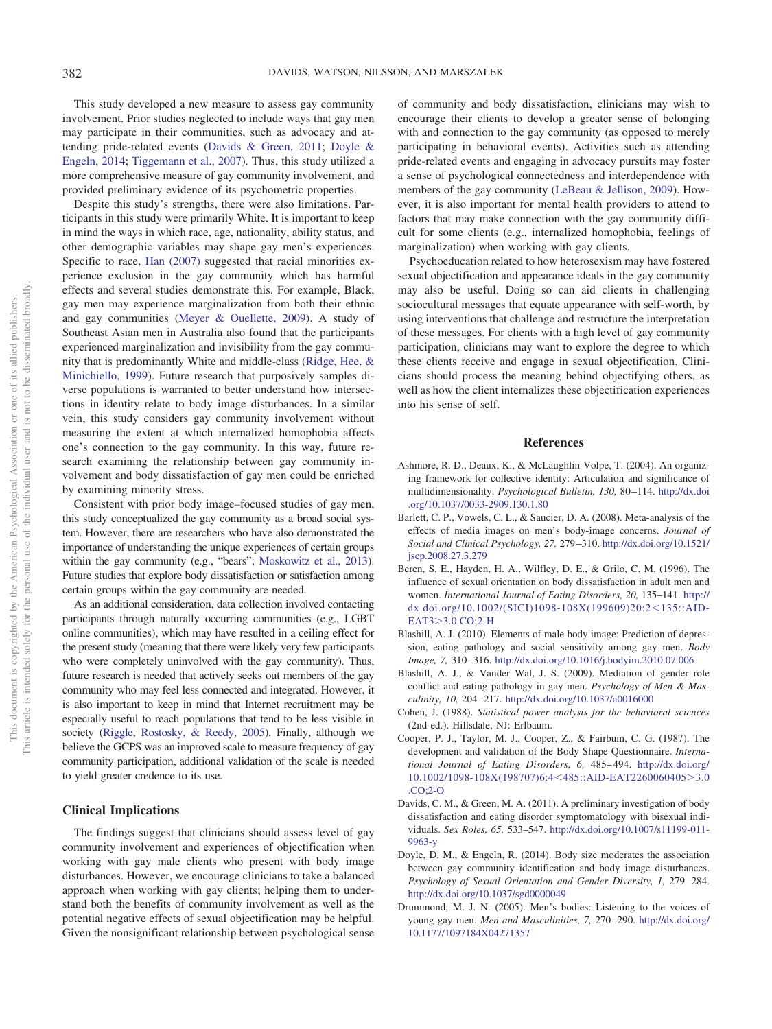This study developed a new measure to assess gay community involvement. Prior studies neglected to include ways that gay men may participate in their communities, such as advocacy and attending pride-related events (Davids & Green, 2011; Doyle & Engeln, 2014; Tiggemann et al., 2007). Thus, this study utilized a more comprehensive measure of gay community involvement, and provided preliminary evidence of its psychometric properties.

Despite this study's strengths, there were also limitations. Participants in this study were primarily White. It is important to keep in mind the ways in which race, age, nationality, ability status, and other demographic variables may shape gay men's experiences. Specific to race, Han (2007) suggested that racial minorities experience exclusion in the gay community which has harmful effects and several studies demonstrate this. For example, Black, gay men may experience marginalization from both their ethnic and gay communities (Meyer & Ouellette, 2009). A study of Southeast Asian men in Australia also found that the participants experienced marginalization and invisibility from the gay community that is predominantly White and middle-class (Ridge, Hee, & Minichiello, 1999). Future research that purposively samples diverse populations is warranted to better understand how intersections in identity relate to body image disturbances. In a similar vein, this study considers gay community involvement without measuring the extent at which internalized homophobia affects one's connection to the gay community. In this way, future research examining the relationship between gay community involvement and body dissatisfaction of gay men could be enriched by examining minority stress.

Consistent with prior body image–focused studies of gay men, this study conceptualized the gay community as a broad social system. However, there are researchers who have also demonstrated the importance of understanding the unique experiences of certain groups within the gay community (e.g., "bears"; Moskowitz et al., 2013). Future studies that explore body dissatisfaction or satisfaction among certain groups within the gay community are needed.

As an additional consideration, data collection involved contacting participants through naturally occurring communities (e.g., LGBT online communities), which may have resulted in a ceiling effect for the present study (meaning that there were likely very few participants who were completely uninvolved with the gay community). Thus, future research is needed that actively seeks out members of the gay community who may feel less connected and integrated. However, it is also important to keep in mind that Internet recruitment may be especially useful to reach populations that tend to be less visible in society (Riggle, Rostosky, & Reedy, 2005). Finally, although we believe the GCPS was an improved scale to measure frequency of gay community participation, additional validation of the scale is needed to yield greater credence to its use.

## Clinical Implications

The findings suggest that clinicians should assess level of gay community involvement and experiences of objectification when working with gay male clients who present with body image disturbances. However, we encourage clinicians to take a balanced approach when working with gay clients; helping them to understand both the benefits of community involvement as well as the potential negative effects of sexual objectification may be helpful. Given the nonsignificant relationship between psychological sense of community and body dissatisfaction, clinicians may wish to encourage their clients to develop a greater sense of belonging with and connection to the gay community (as opposed to merely participating in behavioral events). Activities such as attending pride-related events and engaging in advocacy pursuits may foster a sense of psychological connectedness and interdependence with members of the gay community (LeBeau & Jellison, 2009). However, it is also important for mental health providers to attend to factors that may make connection with the gay community difficult for some clients (e.g., internalized homophobia, feelings of marginalization) when working with gay clients.

Psychoeducation related to how heterosexism may have fostered sexual objectification and appearance ideals in the gay community may also be useful. Doing so can aid clients in challenging sociocultural messages that equate appearance with self-worth, by using interventions that challenge and restructure the interpretation of these messages. For clients with a high level of gay community participation, clinicians may want to explore the degree to which these clients receive and engage in sexual objectification. Clinicians should process the meaning behind objectifying others, as well as how the client internalizes these objectification experiences into his sense of self.

## References

Ashmore, R. D., Deaux, K., & McLaughlin-Volpe, T. (2004). An organizing framework for collective identity: Articulation and significance of multidimensionality. *Psychological Bulletin, 130,* 80–114. http://dx.doi.org/10.1037/0033-2909.130.1.80

Barlett, C. P., Vowels, C. L., & Saucier, D. A. (2008). Meta-analysis of the effects of media images on men's body-image concerns. *Journal of Social and Clinical Psychology, 27,* 279–310. http://dx.doi.org/10.1521/jscp.2008.27.3.279

Beren, S. E., Hayden, H. A., Wilfley, D. E., & Grilo, C. M. (1996). The influence of sexual orientation on body dissatisfaction in adult men and women. *International Journal of Eating Disorders, 20,* 135–141. http://dx.doi.org/10.1002/(SICI)1098-108X(199609)20:2<135::AID-EAT3>3.0.CO;2-H

Blashill, A. J. (2010). Elements of male body image: Prediction of depression, eating pathology and social sensitivity among gay men. *Body Image, 7,* 310–316. http://dx.doi.org/10.1016/j.bodyim.2010.07.006

Blashill, A. J., & Vander Wal, J. S. (2009). Mediation of gender role conflict and eating pathology in gay men. *Psychology of Men & Masculinity, 10,* 204–217. http://dx.doi.org/10.1037/a0016000

Cohen, J. (1988). *Statistical power analysis for the behavioral sciences* (2nd ed.). Hillsdale, NJ: Erlbaum.

Cooper, P. J., Taylor, M. J., Cooper, Z., & Fairbum, C. G. (1987). The development and validation of the Body Shape Questionnaire. *International Journal of Eating Disorders, 6,* 485–494. http://dx.doi.org/10.1002/1098-108X(198707)6:4<485::AID-EAT2260060405>3.0.CO;2-O

Davids, C. M., & Green, M. A. (2011). A preliminary investigation of body dissatisfaction and eating disorder symptomatology with bisexual individuals. *Sex Roles, 65,* 533–547. http://dx.doi.org/10.1007/s11199-011-9963-y

Doyle, D. M., & Engeln, R. (2014). Body size moderates the association between gay community identification and body image disturbances. *Psychology of Sexual Orientation and Gender Diversity, 1,* 279–284. http://dx.doi.org/10.1037/sgd0000049

Drummond, M. J. N. (2005). Men's bodies: Listening to the voices of young gay men. *Men and Masculinities, 7,* 270–290. http://dx.doi.org/10.1177/1097184X04271357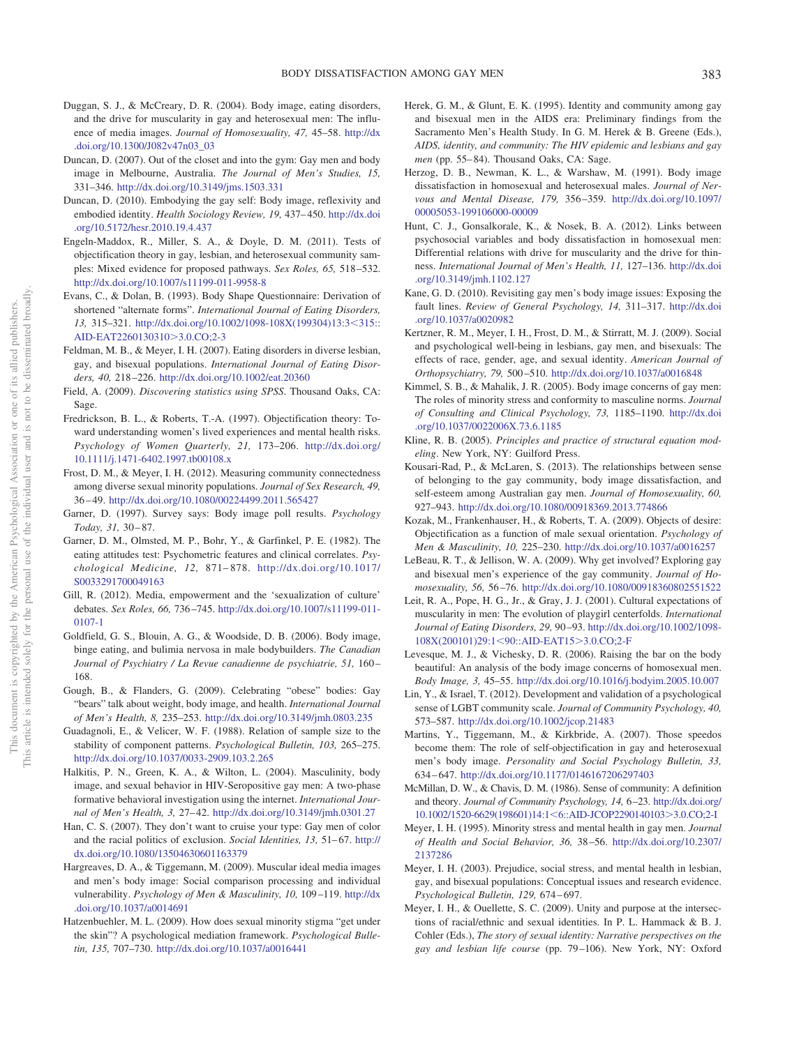Duggan, S. J., & McCreary, D. R. (2004). Body image, eating disorders, and the drive for muscularity in gay and heterosexual men: The influence of media images. *Journal of Homosexuality, 47,* 45–58. http://dx.doi.org/10.1300/J082v47n03_03

Duncan, D. (2007). Out of the closet and into the gym: Gay men and body image in Melbourne, Australia. *The Journal of Men's Studies, 15,* 331–346. http://dx.doi.org/10.3149/jms.1503.331

Duncan, D. (2010). Embodying the gay self: Body image, reflexivity and embodied identity. *Health Sociology Review, 19,* 437–450. http://dx.doi.org/10.5172/hesr.2010.19.4.437

Engeln-Maddox, R., Miller, S. A., & Doyle, D. M. (2011). Tests of objectification theory in gay, lesbian, and heterosexual community samples: Mixed evidence for proposed pathways. *Sex Roles, 65,* 518–532. http://dx.doi.org/10.1007/s11199-011-9958-8

Evans, C., & Dolan, B. (1993). Body Shape Questionnaire: Derivation of shortened "alternate forms". *International Journal of Eating Disorders, 13,* 315–321. http://dx.doi.org/10.1002/1098-108X(199304)13:3<315::AID-EAT2260130310>3.0.CO;2-3

Feldman, M. B., & Meyer, I. H. (2007). Eating disorders in diverse lesbian, gay, and bisexual populations. *International Journal of Eating Disorders, 40,* 218–226. http://dx.doi.org/10.1002/eat.20360

Field, A. (2009). *Discovering statistics using SPSS*. Thousand Oaks, CA: Sage.

Fredrickson, B. L., & Roberts, T.-A. (1997). Objectification theory: Toward understanding women's lived experiences and mental health risks. *Psychology of Women Quarterly, 21,* 173–206. http://dx.doi.org/10.1111/j.1471-6402.1997.tb00108.x

Frost, D. M., & Meyer, I. H. (2012). Measuring community connectedness among diverse sexual minority populations. *Journal of Sex Research, 49,* 36–49. http://dx.doi.org/10.1080/00224499.2011.565427

Garner, D. (1997). Survey says: Body image poll results. *Psychology Today, 31,* 30–87.

Garner, D. M., Olmsted, M. P., Bohr, Y., & Garfinkel, P. E. (1982). The eating attitudes test: Psychometric features and clinical correlates. *Psychological Medicine, 12,* 871–878. http://dx.doi.org/10.1017/S0033291700049163

Gill, R. (2012). Media, empowerment and the 'sexualization of culture' debates. *Sex Roles, 66,* 736–745. http://dx.doi.org/10.1007/s11199-011-0107-1

Goldfield, G. S., Blouin, A. G., & Woodside, D. B. (2006). Body image, binge eating, and bulimia nervosa in male bodybuilders. *The Canadian Journal of Psychiatry / La Revue canadienne de psychiatrie, 51,* 160–168.

Gough, B., & Flanders, G. (2009). Celebrating "obese" bodies: Gay "bears" talk about weight, body image, and health. *International Journal of Men's Health, 8,* 235–253. http://dx.doi.org/10.3149/jmh.0803.235

Guadagnoli, E., & Velicer, W. F. (1988). Relation of sample size to the stability of component patterns. *Psychological Bulletin, 103,* 265–275. http://dx.doi.org/10.1037/0033-2909.103.2.265

Halkitis, P. N., Green, K. A., & Wilton, L. (2004). Masculinity, body image, and sexual behavior in HIV-Seropositive gay men: A two-phase formative behavioral investigation using the internet. *International Journal of Men's Health, 3,* 27–42. http://dx.doi.org/10.3149/jmh.0301.27

Han, C. S. (2007). They don't want to cruise your type: Gay men of color and the racial politics of exclusion. *Social Identities, 13,* 51–67. http://dx.doi.org/10.1080/13504630601163379

Hargreaves, D. A., & Tiggemann, M. (2009). Muscular ideal media images and men's body image: Social comparison processing and individual vulnerability. *Psychology of Men & Masculinity, 10,* 109–119. http://dx.doi.org/10.1037/a0014691

Hatzenbuehler, M. L. (2009). How does sexual minority stigma "get under the skin"? A psychological mediation framework. *Psychological Bulletin, 135,* 707–730. http://dx.doi.org/10.1037/a0016441

Herek, G. M., & Glunt, E. K. (1995). Identity and community among gay and bisexual men in the AIDS era: Preliminary findings from the Sacramento Men's Health Study. In G. M. Herek & B. Greene (Eds.), *AIDS, identity, and community: The HIV epidemic and lesbians and gay men* (pp. 55–84). Thousand Oaks, CA: Sage.

Herzog, D. B., Newman, K. L., & Warshaw, M. (1991). Body image dissatisfaction in homosexual and heterosexual males. *Journal of Nervous and Mental Disease, 179,* 356–359. http://dx.doi.org/10.1097/00005053-199106000-00009

Hunt, C. J., Gonsalkorale, K., & Nosek, B. A. (2012). Links between psychosocial variables and body dissatisfaction in homosexual men: Differential relations with drive for muscularity and the drive for thinness. *International Journal of Men's Health, 11,* 127–136. http://dx.doi.org/10.3149/jmh.1102.127

Kane, G. D. (2010). Revisiting gay men's body image issues: Exposing the fault lines. *Review of General Psychology, 14,* 311–317. http://dx.doi.org/10.1037/a0020982

Kertzner, R. M., Meyer, I. H., Frost, D. M., & Stirratt, M. J. (2009). Social and psychological well-being in lesbians, gay men, and bisexuals: The effects of race, gender, age, and sexual identity. *American Journal of Orthopsychiatry, 79,* 500–510. http://dx.doi.org/10.1037/a0016848

Kimmel, S. B., & Mahalik, J. R. (2005). Body image concerns of gay men: The roles of minority stress and conformity to masculine norms. *Journal of Consulting and Clinical Psychology, 73,* 1185–1190. http://dx.doi.org/10.1037/0022006X.73.6.1185

Kline, R. B. (2005). *Principles and practice of structural equation modeling*. New York, NY: Guilford Press.

Kousari-Rad, P., & McLaren, S. (2013). The relationships between sense of belonging to the gay community, body image dissatisfaction, and self-esteem among Australian gay men. *Journal of Homosexuality, 60,* 927–943. http://dx.doi.org/10.1080/00918369.2013.774866

Kozak, M., Frankenhauser, H., & Roberts, T. A. (2009). Objects of desire: Objectification as a function of male sexual orientation. *Psychology of Men & Masculinity, 10,* 225–230. http://dx.doi.org/10.1037/a0016257

LeBeau, R. T., & Jellison, W. A. (2009). Why get involved? Exploring gay and bisexual men's experience of the gay community. *Journal of Homosexuality, 56,* 56–76. http://dx.doi.org/10.1080/00918360802551522

Leit, R. A., Pope, H. G., Jr., & Gray, J. J. (2001). Cultural expectations of muscularity in men: The evolution of playgirl centerfolds. *International Journal of Eating Disorders, 29,* 90–93. http://dx.doi.org/10.1002/1098-108X(200101)29:1<90::AID-EAT15>3.0.CO;2-F

Levesque, M. J., & Vichesky, D. R. (2006). Raising the bar on the body beautiful: An analysis of the body image concerns of homosexual men. *Body Image, 3,* 45–55. http://dx.doi.org/10.1016/j.bodyim.2005.10.007

Lin, Y., & Israel, T. (2012). Development and validation of a psychological sense of LGBT community scale. *Journal of Community Psychology, 40,* 573–587. http://dx.doi.org/10.1002/jcop.21483

Martins, Y., Tiggemann, M., & Kirkbride, A. (2007). Those speedos become them: The role of self-objectification in gay and heterosexual men's body image. *Personality and Social Psychology Bulletin, 33,* 634–647. http://dx.doi.org/10.1177/0146167206297403

McMillan, D. W., & Chavis, D. M. (1986). Sense of community: A definition and theory. *Journal of Community Psychology, 14,* 6–23. http://dx.doi.org/10.1002/1520-6629(198601)14:1<6::AID-JCOP2290140103>3.0.CO;2-I

Meyer, I. H. (1995). Minority stress and mental health in gay men. *Journal of Health and Social Behavior, 36,* 38–56. http://dx.doi.org/10.2307/2137286

Meyer, I. H. (2003). Prejudice, social stress, and mental health in lesbian, gay, and bisexual populations: Conceptual issues and research evidence. *Psychological Bulletin, 129,* 674–697.

Meyer, I. H., & Ouellette, S. C. (2009). Unity and purpose at the intersections of racial/ethnic and sexual identities. In P. L. Hammack & B. J. Cohler (Eds.), *The story of sexual identity: Narrative perspectives on the gay and lesbian life course* (pp. 79–106). New York, NY: Oxford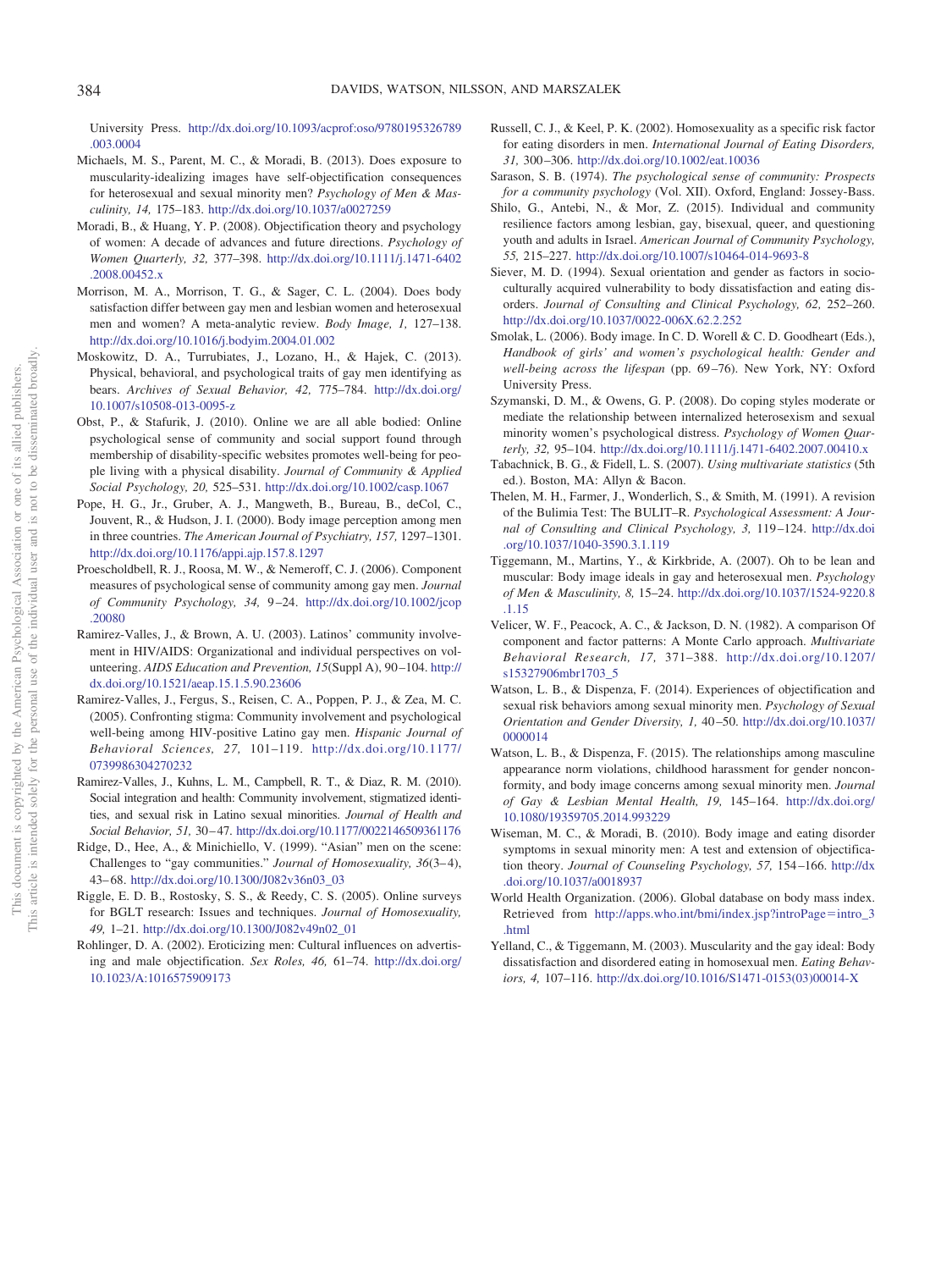University Press. http://dx.doi.org/10.1093/acprof:oso/9780195326789.003.0004

Michaels, M. S., Parent, M. C., & Moradi, B. (2013). Does exposure to muscularity-idealizing images have self-objectification consequences for heterosexual and sexual minority men? *Psychology of Men & Masculinity, 14,* 175–183. http://dx.doi.org/10.1037/a0027259

Moradi, B., & Huang, Y. P. (2008). Objectification theory and psychology of women: A decade of advances and future directions. *Psychology of Women Quarterly, 32,* 377–398. http://dx.doi.org/10.1111/j.1471-6402.2008.00452.x

Morrison, M. A., Morrison, T. G., & Sager, C. L. (2004). Does body satisfaction differ between gay men and lesbian women and heterosexual men and women? A meta-analytic review. *Body Image, 1,* 127–138. http://dx.doi.org/10.1016/j.bodyim.2004.01.002

Moskowitz, D. A., Turrubiates, J., Lozano, H., & Hajek, C. (2013). Physical, behavioral, and psychological traits of gay men identifying as bears. *Archives of Sexual Behavior, 42,* 775–784. http://dx.doi.org/10.1007/s10508-013-0095-z

Obst, P., & Stafurik, J. (2010). Online we are all able bodied: Online psychological sense of community and social support found through membership of disability-specific websites promotes well-being for people living with a physical disability. *Journal of Community & Applied Social Psychology, 20,* 525–531. http://dx.doi.org/10.1002/casp.1067

Pope, H. G., Jr., Gruber, A. J., Mangweth, B., Bureau, B., deCol, C., Jouvent, R., & Hudson, J. I. (2000). Body image perception among men in three countries. *The American Journal of Psychiatry, 157,* 1297–1301. http://dx.doi.org/10.1176/appi.ajp.157.8.1297

Proescholdbell, R. J., Roosa, M. W., & Nemeroff, C. J. (2006). Component measures of psychological sense of community among gay men. *Journal of Community Psychology, 34,* 9–24. http://dx.doi.org/10.1002/jcop.20080

Ramirez-Valles, J., & Brown, A. U. (2003). Latinos' community involvement in HIV/AIDS: Organizational and individual perspectives on volunteering. *AIDS Education and Prevention, 15*(Suppl A), 90–104. http://dx.doi.org/10.1521/aeap.15.1.5.90.23606

Ramirez-Valles, J., Fergus, S., Reisen, C. A., Poppen, P. J., & Zea, M. C. (2005). Confronting stigma: Community involvement and psychological well-being among HIV-positive Latino gay men. *Hispanic Journal of Behavioral Sciences, 27,* 101–119. http://dx.doi.org/10.1177/0739986304270232

Ramirez-Valles, J., Kuhns, L. M., Campbell, R. T., & Diaz, R. M. (2010). Social integration and health: Community involvement, stigmatized identities, and sexual risk in Latino sexual minorities. *Journal of Health and Social Behavior, 51,* 30–47. http://dx.doi.org/10.1177/0022146509361176

Ridge, D., Hee, A., & Minichiello, V. (1999). "Asian" men on the scene: Challenges to "gay communities." *Journal of Homosexuality, 36*(3–4), 43–68. http://dx.doi.org/10.1300/J082v36n03_03

Riggle, E. D. B., Rostosky, S. S., & Reedy, C. S. (2005). Online surveys for BGLT research: Issues and techniques. *Journal of Homosexuality, 49,* 1–21. http://dx.doi.org/10.1300/J082v49n02_01

Rohlinger, D. A. (2002). Eroticizing men: Cultural influences on advertising and male objectification. *Sex Roles, 46,* 61–74. http://dx.doi.org/10.1023/A:1016575909173

Russell, C. J., & Keel, P. K. (2002). Homosexuality as a specific risk factor for eating disorders in men. *International Journal of Eating Disorders, 31,* 300–306. http://dx.doi.org/10.1002/eat.10036

Sarason, S. B. (1974). *The psychological sense of community: Prospects for a community psychology* (Vol. XII). Oxford, England: Jossey-Bass.

Shilo, G., Antebi, N., & Mor, Z. (2015). Individual and community resilience factors among lesbian, gay, bisexual, queer, and questioning youth and adults in Israel. *American Journal of Community Psychology, 55,* 215–227. http://dx.doi.org/10.1007/s10464-014-9693-8

Siever, M. D. (1994). Sexual orientation and gender as factors in socioculturally acquired vulnerability to body dissatisfaction and eating disorders. *Journal of Consulting and Clinical Psychology, 62,* 252–260. http://dx.doi.org/10.1037/0022-006X.62.2.252

Smolak, L. (2006). Body image. In C. D. Worell & C. D. Goodheart (Eds.), *Handbook of girls' and women's psychological health: Gender and well-being across the lifespan* (pp. 69–76). New York, NY: Oxford University Press.

Szymanski, D. M., & Owens, G. P. (2008). Do coping styles moderate or mediate the relationship between internalized heterosexism and sexual minority women's psychological distress. *Psychology of Women Quarterly, 32,* 95–104. http://dx.doi.org/10.1111/j.1471-6402.2007.00410.x

Tabachnick, B. G., & Fidell, L. S. (2007). *Using multivariate statistics* (5th ed.). Boston, MA: Allyn & Bacon.

Thelen, M. H., Farmer, J., Wonderlich, S., & Smith, M. (1991). A revision of the Bulimia Test: The BULIT–R. *Psychological Assessment: A Journal of Consulting and Clinical Psychology, 3,* 119–124. http://dx.doi.org/10.1037/1040-3590.3.1.119

Tiggemann, M., Martins, Y., & Kirkbride, A. (2007). Oh to be lean and muscular: Body image ideals in gay and heterosexual men. *Psychology of Men & Masculinity, 8,* 15–24. http://dx.doi.org/10.1037/1524-9220.8.1.15

Velicer, W. F., Peacock, A. C., & Jackson, D. N. (1982). A comparison of component and factor patterns: A Monte Carlo approach. *Multivariate Behavioral Research, 17,* 371–388. http://dx.doi.org/10.1207/s15327906mbr1703_5

Watson, L. B., & Dispenza, F. (2014). Experiences of objectification and sexual risk behaviors among sexual minority men. *Psychology of Sexual Orientation and Gender Diversity, 1,* 40–50. http://dx.doi.org/10.1037/0000014

Watson, L. B., & Dispenza, F. (2015). The relationships among masculine appearance norm violations, childhood harassment for gender nonconformity, and body image concerns among sexual minority men. *Journal of Gay & Lesbian Mental Health, 19,* 145–164. http://dx.doi.org/10.1080/19359705.2014.993229

Wiseman, M. C., & Moradi, B. (2010). Body image and eating disorder symptoms in sexual minority men: A test and extension of objectification theory. *Journal of Counseling Psychology, 57,* 154–166. http://dx.doi.org/10.1037/a0018937

World Health Organization. (2006). Global database on body mass index. Retrieved from http://apps.who.int/bmi/index.jsp?introPage=intro_3.html

Yelland, C., & Tiggemann, M. (2003). Muscularity and the gay ideal: Body dissatisfaction and disordered eating in homosexual men. *Eating Behaviors, 4,* 107–116. http://dx.doi.org/10.1016/S1471-0153(03)00014-X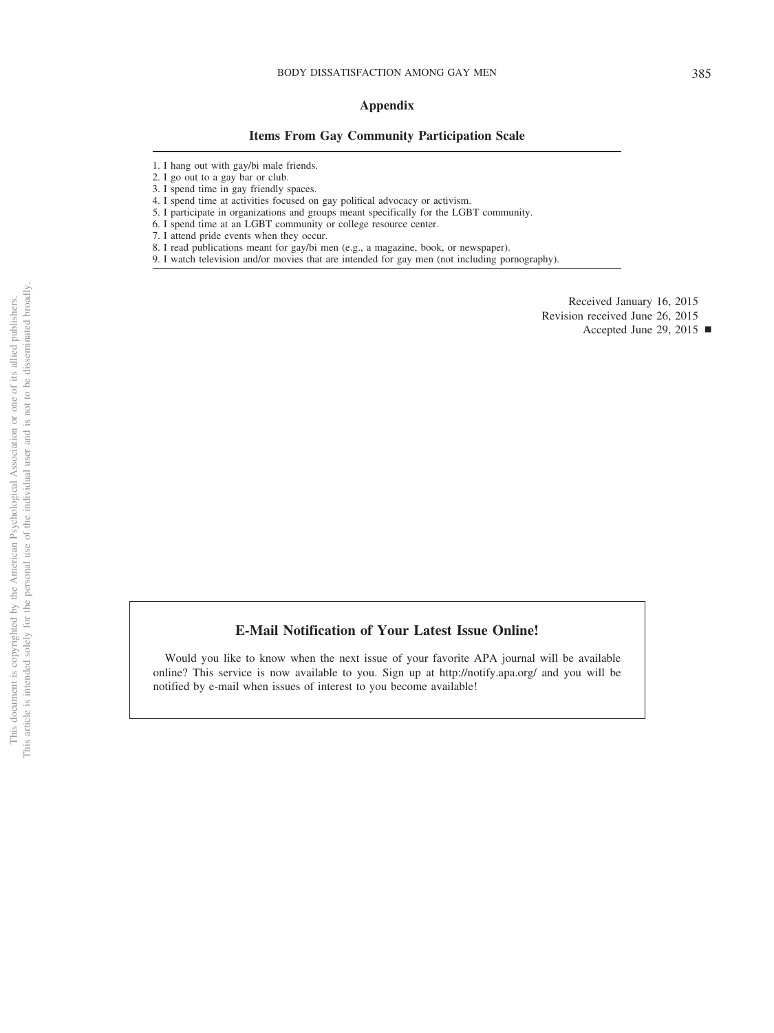## Appendix

### Items From Gay Community Participation Scale

1. I hang out with gay/bi male friends.
2. I go out to a gay bar or club.
3. I spend time in gay friendly spaces.
4. I spend time at activities focused on gay political advocacy or activism.
5. I participate in organizations and groups meant specifically for the LGBT community.
6. I spend time at an LGBT community or college resource center.
7. I attend pride events when they occur.
8. I read publications meant for gay/bi men (e.g., a magazine, book, or newspaper).
9. I watch television and/or movies that are intended for gay men (not including pornography).

Received January 16, 2015
Revision received June 26, 2015
Accepted June 29, 2015 ■

### E-Mail Notification of Your Latest Issue Online!

Would you like to know when the next issue of your favorite APA journal will be available online? This service is now available to you. Sign up at http://notify.apa.org/ and you will be notified by e-mail when issues of interest to you become available!